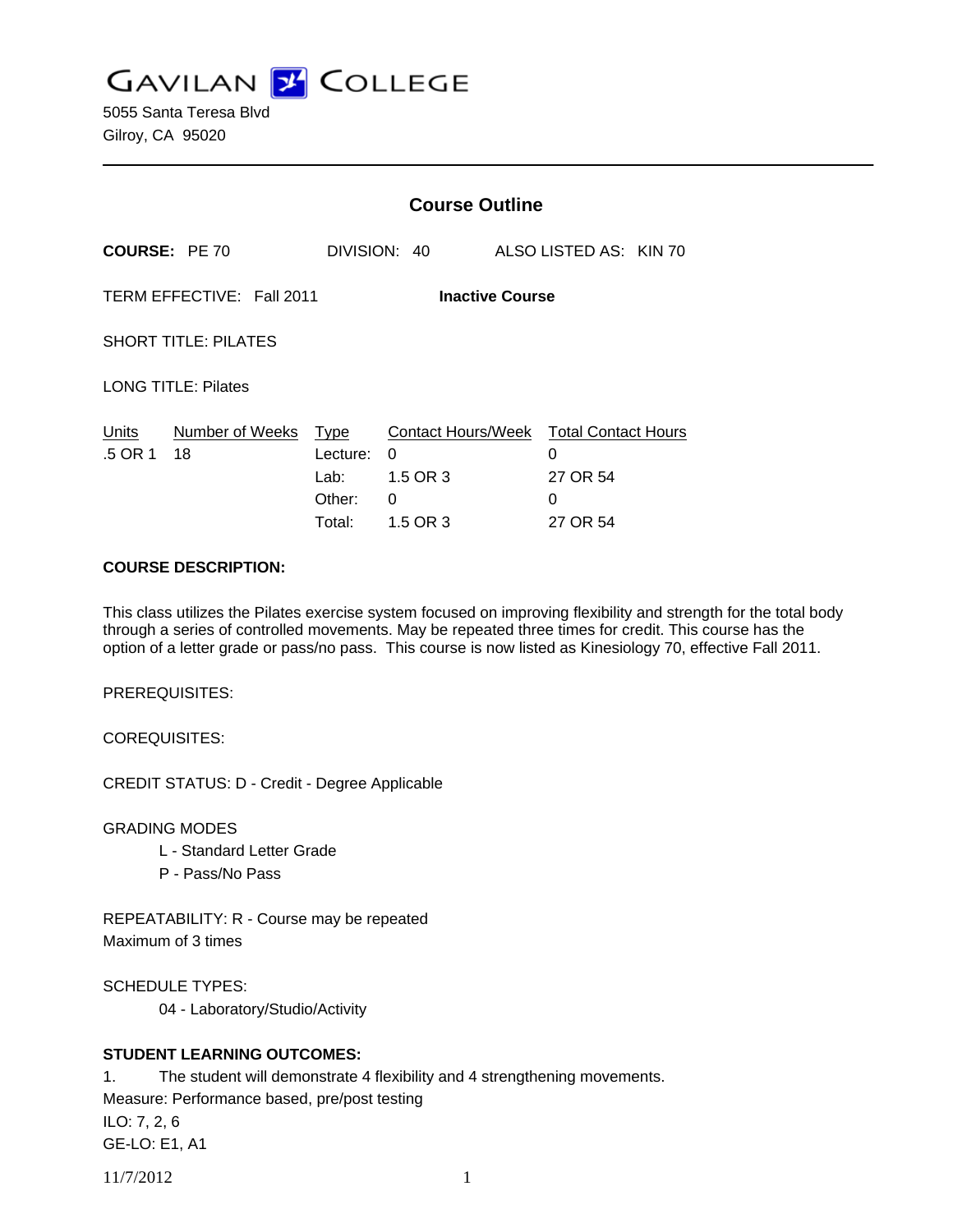# GAVILAN COLLEGE

5055 Santa Teresa Blvd
Gilroy, CA 95020

## Course Outline

**COURSE:** PE 70 DIVISION: 40 ALSO LISTED AS: KIN 70

TERM EFFECTIVE: Fall 2011 **Inactive Course**

SHORT TITLE: PILATES

LONG TITLE: Pilates

| Units | Number of Weeks | Type | Contact Hours/Week | Total Contact Hours |
|---|---|---|---|---|
| .5 OR 1 | 18 | Lecture: | 0 | 0 |
| | | Lab: | 1.5 OR 3 | 27 OR 54 |
| | | Other: | 0 | 0 |
| | | Total: | 1.5 OR 3 | 27 OR 54 |

**COURSE DESCRIPTION:**

This class utilizes the Pilates exercise system focused on improving flexibility and strength for the total body through a series of controlled movements. May be repeated three times for credit. This course has the option of a letter grade or pass/no pass. This course is now listed as Kinesiology 70, effective Fall 2011.

PREREQUISITES:

COREQUISITES:

CREDIT STATUS: D - Credit - Degree Applicable

GRADING MODES

- L - Standard Letter Grade
- P - Pass/No Pass

REPEATABILITY: R - Course may be repeated
Maximum of 3 times

SCHEDULE TYPES:

- 04 - Laboratory/Studio/Activity

**STUDENT LEARNING OUTCOMES:**

1. The student will demonstrate 4 flexibility and 4 strengthening movements.

Measure: Performance based, pre/post testing
ILO: 7, 2, 6
GE-LO: E1, A1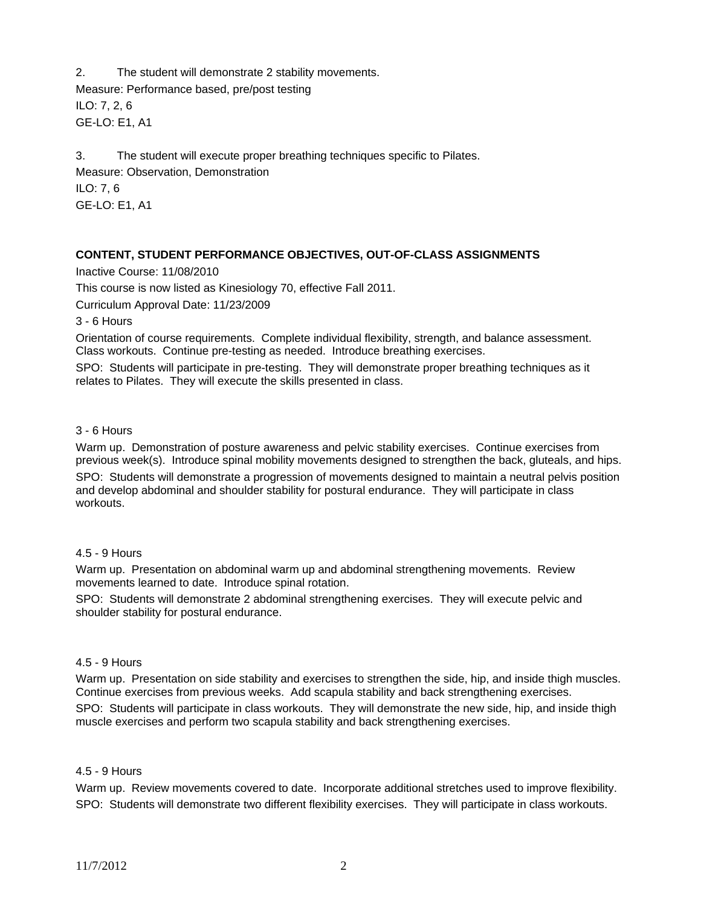2. The student will demonstrate 2 stability movements.

Measure: Performance based, pre/post testing

ILO: 7, 2, 6

GE-LO: E1, A1

3. The student will execute proper breathing techniques specific to Pilates.

Measure: Observation, Demonstration

ILO: 7, 6

GE-LO: E1, A1

**CONTENT, STUDENT PERFORMANCE OBJECTIVES, OUT-OF-CLASS ASSIGNMENTS**

Inactive Course: 11/08/2010

This course is now listed as Kinesiology 70, effective Fall 2011.

Curriculum Approval Date: 11/23/2009

3 - 6 Hours

Orientation of course requirements. Complete individual flexibility, strength, and balance assessment. Class workouts. Continue pre-testing as needed. Introduce breathing exercises.

SPO: Students will participate in pre-testing. They will demonstrate proper breathing techniques as it relates to Pilates. They will execute the skills presented in class.

3 - 6 Hours

Warm up. Demonstration of posture awareness and pelvic stability exercises. Continue exercises from previous week(s). Introduce spinal mobility movements designed to strengthen the back, gluteals, and hips.

SPO: Students will demonstrate a progression of movements designed to maintain a neutral pelvis position and develop abdominal and shoulder stability for postural endurance. They will participate in class workouts.

4.5 - 9 Hours

Warm up. Presentation on abdominal warm up and abdominal strengthening movements. Review movements learned to date. Introduce spinal rotation.

SPO: Students will demonstrate 2 abdominal strengthening exercises. They will execute pelvic and shoulder stability for postural endurance.

4.5 - 9 Hours

Warm up. Presentation on side stability and exercises to strengthen the side, hip, and inside thigh muscles. Continue exercises from previous weeks. Add scapula stability and back strengthening exercises.

SPO: Students will participate in class workouts. They will demonstrate the new side, hip, and inside thigh muscle exercises and perform two scapula stability and back strengthening exercises.

4.5 - 9 Hours

Warm up. Review movements covered to date. Incorporate additional stretches used to improve flexibility.

SPO: Students will demonstrate two different flexibility exercises. They will participate in class workouts.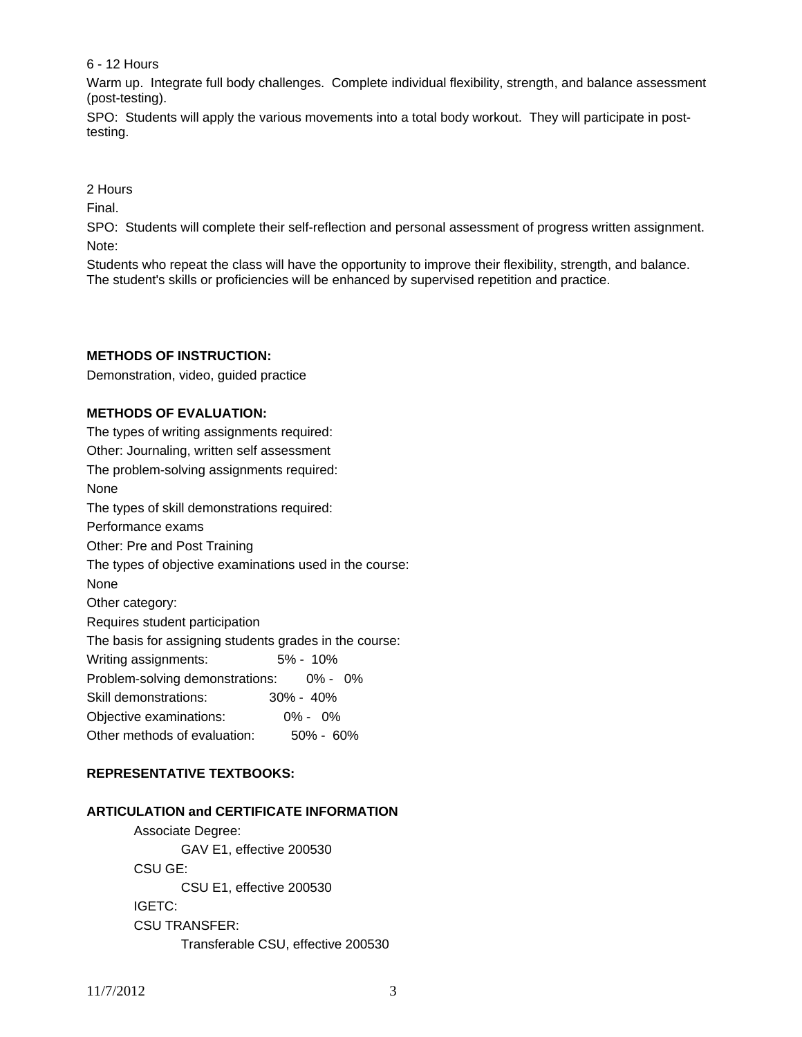6 - 12 Hours

Warm up. Integrate full body challenges. Complete individual flexibility, strength, and balance assessment (post-testing).

SPO: Students will apply the various movements into a total body workout. They will participate in post-testing.

2 Hours

Final.

SPO: Students will complete their self-reflection and personal assessment of progress written assignment.

Note:

Students who repeat the class will have the opportunity to improve their flexibility, strength, and balance. The student's skills or proficiencies will be enhanced by supervised repetition and practice.

**METHODS OF INSTRUCTION:**

Demonstration, video, guided practice

**METHODS OF EVALUATION:**

The types of writing assignments required:

Other: Journaling, written self assessment

The problem-solving assignments required:

None

The types of skill demonstrations required:

Performance exams

Other: Pre and Post Training

The types of objective examinations used in the course:

None

Other category:

Requires student participation

The basis for assigning students grades in the course:

| | |
|---|---|
| Writing assignments: | 5% - 10% |
| Problem-solving demonstrations: | 0% - 0% |
| Skill demonstrations: | 30% - 40% |
| Objective examinations: | 0% - 0% |
| Other methods of evaluation: | 50% - 60% |

**REPRESENTATIVE TEXTBOOKS:**

**ARTICULATION and CERTIFICATE INFORMATION**

Associate Degree:

GAV E1, effective 200530

CSU GE:

CSU E1, effective 200530

IGETC:

CSU TRANSFER:

Transferable CSU, effective 200530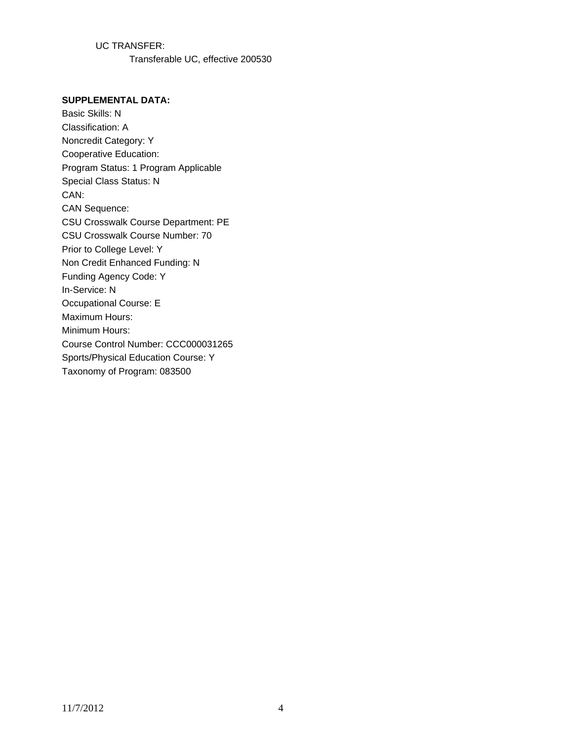UC TRANSFER:

Transferable UC, effective 200530

**SUPPLEMENTAL DATA:**

Basic Skills: N
Classification: A
Noncredit Category: Y
Cooperative Education:
Program Status: 1 Program Applicable
Special Class Status: N
CAN:
CAN Sequence:
CSU Crosswalk Course Department: PE
CSU Crosswalk Course Number: 70
Prior to College Level: Y
Non Credit Enhanced Funding: N
Funding Agency Code: Y
In-Service: N
Occupational Course: E
Maximum Hours:
Minimum Hours:
Course Control Number: CCC000031265
Sports/Physical Education Course: Y
Taxonomy of Program: 083500